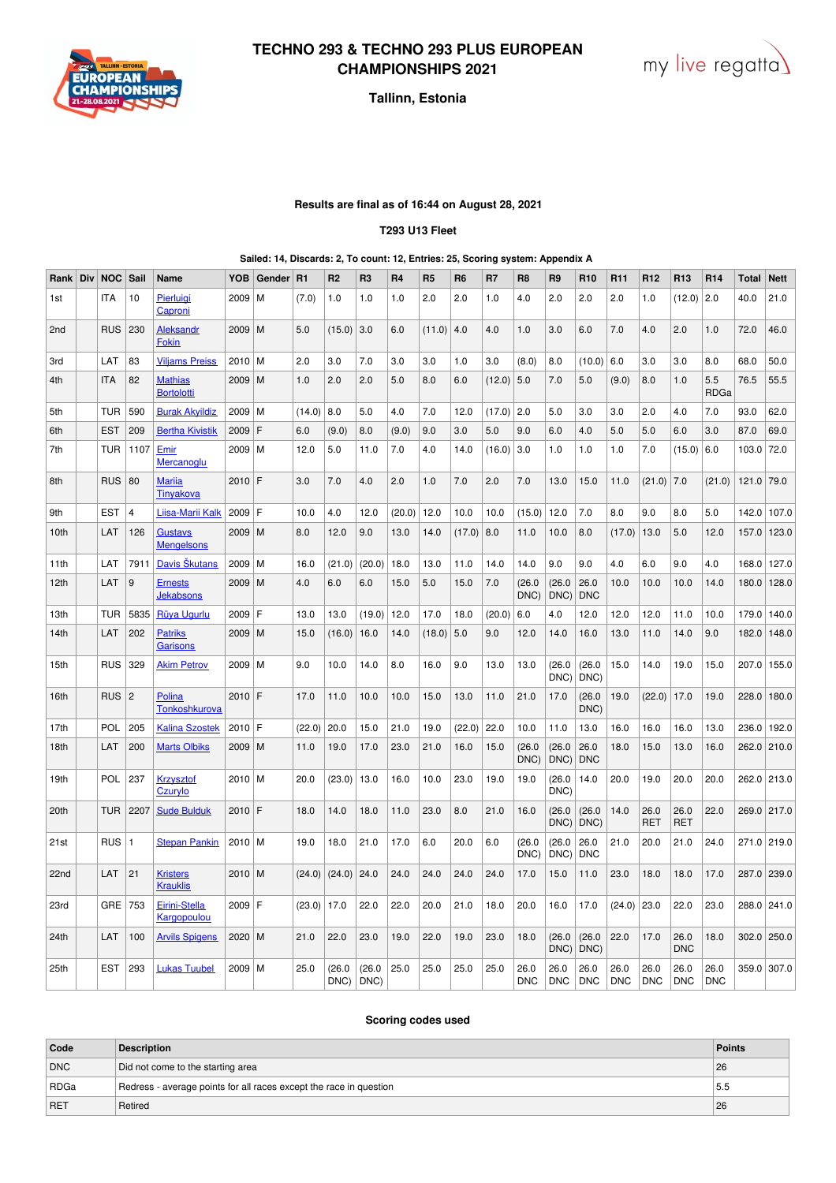# TECHNO 293 & TECHNO 293 PLUS EUROPEAN CHAMPIONSHIPS 2021

### Tallinn, Estonia

**Results are final as of 16:44 on August 28, 2021**

**T293 U13 Fleet**

**Sailed: 14, Discards: 2, To count: 12, Entries: 25, Scoring system: Appendix A**

| Rank | Div | NOC | Sail | Name | YOB | Gender | R1 | R2 | R3 | R4 | R5 | R6 | R7 | R8 | R9 | R10 | R11 | R12 | R13 | R14 | Total | Nett |
|---|---|---|---|---|---|---|---|---|---|---|---|---|---|---|---|---|---|---|---|---|---|---|
| 1st | | ITA | 10 | Pierluigi Caproni | 2009 | M | (7.0) | 1.0 | 1.0 | 1.0 | 2.0 | 2.0 | 1.0 | 4.0 | 2.0 | 2.0 | 2.0 | 1.0 | (12.0) | 2.0 | 40.0 | 21.0 |
| 2nd | | RUS | 230 | Aleksandr Fokin | 2009 | M | 5.0 | (15.0) | 3.0 | 6.0 | (11.0) | 4.0 | 4.0 | 1.0 | 3.0 | 6.0 | 7.0 | 4.0 | 2.0 | 1.0 | 72.0 | 46.0 |
| 3rd | | LAT | 83 | Viljams Preiss | 2010 | M | 2.0 | 3.0 | 7.0 | 3.0 | 3.0 | 1.0 | 3.0 | (8.0) | 8.0 | (10.0) | 6.0 | 3.0 | 3.0 | 8.0 | 68.0 | 50.0 |
| 4th | | ITA | 82 | Mathias Bortolotti | 2009 | M | 1.0 | 2.0 | 2.0 | 5.0 | 8.0 | 6.0 | (12.0) | 5.0 | 7.0 | 5.0 | (9.0) | 8.0 | 1.0 | 5.5 RDGa | 76.5 | 55.5 |
| 5th | | TUR | 590 | Burak Akyildiz | 2009 | M | (14.0) | 8.0 | 5.0 | 4.0 | 7.0 | 12.0 | (17.0) | 2.0 | 5.0 | 3.0 | 3.0 | 2.0 | 4.0 | 7.0 | 93.0 | 62.0 |
| 6th | | EST | 209 | Bertha Kivistik | 2009 | F | 6.0 | (9.0) | 8.0 | (9.0) | 9.0 | 3.0 | 5.0 | 9.0 | 6.0 | 4.0 | 5.0 | 5.0 | 6.0 | 3.0 | 87.0 | 69.0 |
| 7th | | TUR | 1107 | Emir Mercanoglu | 2009 | M | 12.0 | 5.0 | 11.0 | 7.0 | 4.0 | 14.0 | (16.0) | 3.0 | 1.0 | 1.0 | 1.0 | 7.0 | (15.0) | 6.0 | 103.0 | 72.0 |
| 8th | | RUS | 80 | Mariia Tinyakova | 2010 | F | 3.0 | 7.0 | 4.0 | 2.0 | 1.0 | 7.0 | 2.0 | 7.0 | 13.0 | 15.0 | 11.0 | (21.0) | 7.0 | (21.0) | 121.0 | 79.0 |
| 9th | | EST | 4 | Liisa-Marii Kalk | 2009 | F | 10.0 | 4.0 | 12.0 | (20.0) | 12.0 | 10.0 | 10.0 | (15.0) | 12.0 | 7.0 | 8.0 | 9.0 | 8.0 | 5.0 | 142.0 | 107.0 |
| 10th | | LAT | 126 | Gustavs Mengelsons | 2009 | M | 8.0 | 12.0 | 9.0 | 13.0 | 14.0 | (17.0) | 8.0 | 11.0 | 10.0 | 8.0 | (17.0) | 13.0 | 5.0 | 12.0 | 157.0 | 123.0 |
| 11th | | LAT | 7911 | Davis Škutans | 2009 | M | 16.0 | (21.0) | (20.0) | 18.0 | 13.0 | 11.0 | 14.0 | 14.0 | 9.0 | 9.0 | 4.0 | 6.0 | 9.0 | 4.0 | 168.0 | 127.0 |
| 12th | | LAT | 9 | Ernests Jekabsons | 2009 | M | 4.0 | 6.0 | 6.0 | 15.0 | 5.0 | 15.0 | 7.0 | (26.0 DNC) | (26.0 DNC) | 26.0 DNC | 10.0 | 10.0 | 10.0 | 14.0 | 180.0 | 128.0 |
| 13th | | TUR | 5835 | Rüya Ugurlu | 2009 | F | 13.0 | 13.0 | (19.0) | 12.0 | 17.0 | 18.0 | (20.0) | 6.0 | 4.0 | 12.0 | 12.0 | 12.0 | 11.0 | 10.0 | 179.0 | 140.0 |
| 14th | | LAT | 202 | Patriks Garisons | 2009 | M | 15.0 | (16.0) | 16.0 | 14.0 | (18.0) | 5.0 | 9.0 | 12.0 | 14.0 | 16.0 | 13.0 | 11.0 | 14.0 | 9.0 | 182.0 | 148.0 |
| 15th | | RUS | 329 | Akim Petrov | 2009 | M | 9.0 | 10.0 | 14.0 | 8.0 | 16.0 | 9.0 | 13.0 | 13.0 | (26.0 DNC) | (26.0 DNC) | 15.0 | 14.0 | 19.0 | 15.0 | 207.0 | 155.0 |
| 16th | | RUS | 2 | Polina Tonkoshkurova | 2010 | F | 17.0 | 11.0 | 10.0 | 10.0 | 15.0 | 13.0 | 11.0 | 21.0 | 17.0 | (26.0 DNC) | 19.0 | (22.0) | 17.0 | 19.0 | 228.0 | 180.0 |
| 17th | | POL | 205 | Kalina Szostek | 2010 | F | (22.0) | 20.0 | 15.0 | 21.0 | 19.0 | (22.0) | 22.0 | 10.0 | 11.0 | 13.0 | 16.0 | 16.0 | 16.0 | 13.0 | 236.0 | 192.0 |
| 18th | | LAT | 200 | Marts Olbiks | 2009 | M | 11.0 | 19.0 | 17.0 | 23.0 | 21.0 | 16.0 | 15.0 | (26.0 DNC) | (26.0 DNC) | 26.0 DNC | 18.0 | 15.0 | 13.0 | 16.0 | 262.0 | 210.0 |
| 19th | | POL | 237 | Krzysztof Czurylo | 2010 | M | 20.0 | (23.0) | 13.0 | 16.0 | 10.0 | 23.0 | 19.0 | 19.0 | (26.0 DNC) | 14.0 | 20.0 | 19.0 | 20.0 | 20.0 | 262.0 | 213.0 |
| 20th | | TUR | 2207 | Sude Bulduk | 2010 | F | 18.0 | 14.0 | 18.0 | 11.0 | 23.0 | 8.0 | 21.0 | 16.0 | (26.0 DNC) | (26.0 DNC) | 14.0 | 26.0 RET | 26.0 RET | 22.0 | 269.0 | 217.0 |
| 21st | | RUS | 1 | Stepan Pankin | 2010 | M | 19.0 | 18.0 | 21.0 | 17.0 | 6.0 | 20.0 | 6.0 | (26.0 DNC) | (26.0 DNC) | 26.0 DNC | 21.0 | 20.0 | 21.0 | 24.0 | 271.0 | 219.0 |
| 22nd | | LAT | 21 | Kristers Krauklis | 2010 | M | (24.0) | (24.0) | 24.0 | 24.0 | 24.0 | 24.0 | 24.0 | 17.0 | 15.0 | 11.0 | 23.0 | 18.0 | 18.0 | 17.0 | 287.0 | 239.0 |
| 23rd | | GRE | 753 | Eirini-Stella Kargopoulou | 2009 | F | (23.0) | 17.0 | 22.0 | 22.0 | 20.0 | 21.0 | 18.0 | 20.0 | 16.0 | 17.0 | (24.0) | 23.0 | 22.0 | 23.0 | 288.0 | 241.0 |
| 24th | | LAT | 100 | Arvils Spigens | 2020 | M | 21.0 | 22.0 | 23.0 | 19.0 | 22.0 | 19.0 | 23.0 | 18.0 | (26.0 DNC) | (26.0 DNC) | 22.0 | 17.0 | 26.0 DNC | 18.0 | 302.0 | 250.0 |
| 25th | | EST | 293 | Lukas Tuubel | 2009 | M | 25.0 | (26.0 DNC) | (26.0 DNC) | 25.0 | 25.0 | 25.0 | 25.0 | 26.0 DNC | 26.0 DNC | 26.0 DNC | 26.0 DNC | 26.0 DNC | 26.0 DNC | 26.0 DNC | 359.0 | 307.0 |

**Scoring codes used**

| Code | Description | Points |
|---|---|---|
| DNC | Did not come to the starting area | 26 |
| RDGa | Redress - average points for all races except the race in question | 5.5 |
| RET | Retired | 26 |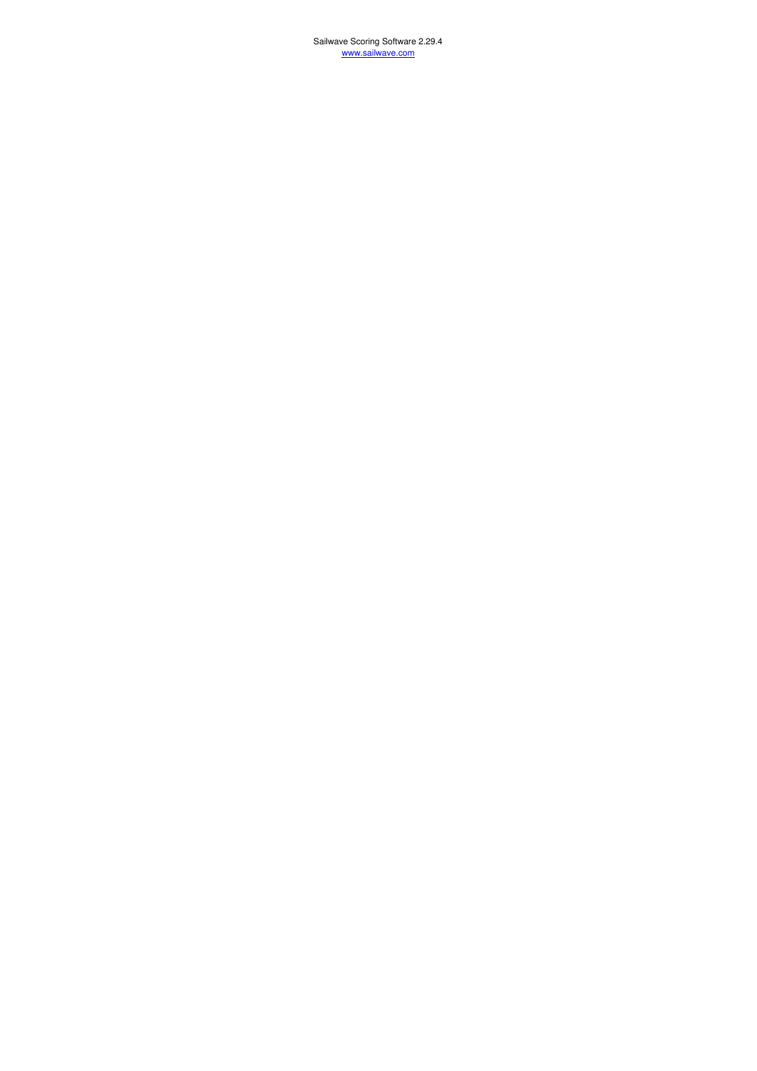Sailwave Scoring Software 2.29.4
www.sailwave.com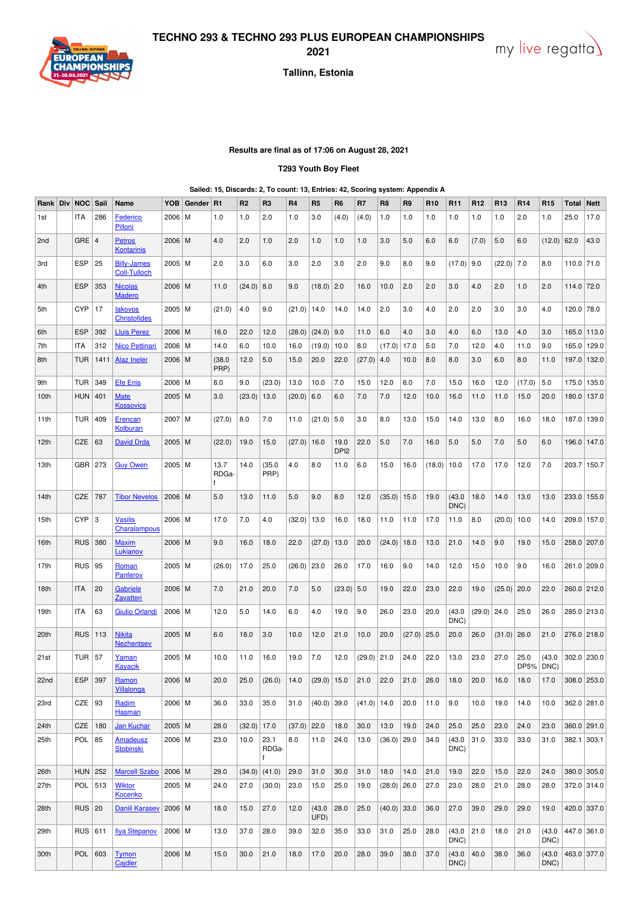# TECHNO 293 & TECHNO 293 PLUS EUROPEAN CHAMPIONSHIPS 2021

### Tallinn, Estonia

**Results are final as of 17:06 on August 28, 2021**

**T293 Youth Boy Fleet**

**Sailed: 15, Discards: 2, To count: 13, Entries: 42, Scoring system: Appendix A**

| Rank | Div | NOC | Sail | Name | YOB | Gender | R1 | R2 | R3 | R4 | R5 | R6 | R7 | R8 | R9 | R10 | R11 | R12 | R13 | R14 | R15 | Total | Nett |
|---|---|---|---|---|---|---|---|---|---|---|---|---|---|---|---|---|---|---|---|---|---|---|---|
| 1st | | ITA | 286 | Federico Pilloni | 2006 | M | 1.0 | 1.0 | 2.0 | 1.0 | 3.0 | (4.0) | (4.0) | 1.0 | 1.0 | 1.0 | 1.0 | 1.0 | 1.0 | 2.0 | 1.0 | 25.0 | 17.0 |
| 2nd | | GRE | 4 | Petros Kontarinis | 2006 | M | 4.0 | 2.0 | 1.0 | 2.0 | 1.0 | 1.0 | 1.0 | 3.0 | 5.0 | 6.0 | 6.0 | (7.0) | 5.0 | 6.0 | (12.0) | 62.0 | 43.0 |
| 3rd | | ESP | 25 | Billy-James Coll-Tulloch | 2005 | M | 2.0 | 3.0 | 6.0 | 3.0 | 2.0 | 3.0 | 2.0 | 9.0 | 8.0 | 9.0 | (17.0) | 9.0 | (22.0) | 7.0 | 8.0 | 110.0 | 71.0 |
| 4th | | ESP | 353 | Nicolas Madero | 2006 | M | 11.0 | (24.0) | 8.0 | 9.0 | (18.0) | 2.0 | 16.0 | 10.0 | 2.0 | 2.0 | 3.0 | 4.0 | 2.0 | 1.0 | 2.0 | 114.0 | 72.0 |
| 5th | | CYP | 17 | Iakovos Christofides | 2005 | M | (21.0) | 4.0 | 9.0 | (21.0) | 14.0 | 14.0 | 14.0 | 2.0 | 3.0 | 4.0 | 2.0 | 2.0 | 3.0 | 3.0 | 4.0 | 120.0 | 78.0 |
| 6th | | ESP | 392 | Lluis Perez | 2006 | M | 16.0 | 22.0 | 12.0 | (28.0) | (24.0) | 9.0 | 11.0 | 6.0 | 4.0 | 3.0 | 4.0 | 6.0 | 13.0 | 4.0 | 3.0 | 165.0 | 113.0 |
| 7th | | ITA | 312 | Nico Pettinari | 2006 | M | 14.0 | 6.0 | 10.0 | 16.0 | (19.0) | 10.0 | 8.0 | (17.0) | 17.0 | 5.0 | 7.0 | 12.0 | 4.0 | 11.0 | 9.0 | 165.0 | 129.0 |
| 8th | | TUR | 1411 | Alaz Ineler | 2006 | M | (38.0 PRP) | 12.0 | 5.0 | 15.0 | 20.0 | 22.0 | (27.0) | 4.0 | 10.0 | 8.0 | 8.0 | 3.0 | 6.0 | 8.0 | 11.0 | 197.0 | 132.0 |
| 9th | | TUR | 349 | Efe Enis | 2006 | M | 8.0 | 9.0 | (23.0) | 13.0 | 10.0 | 7.0 | 15.0 | 12.0 | 6.0 | 7.0 | 15.0 | 16.0 | 12.0 | (17.0) | 5.0 | 175.0 | 135.0 |
| 10th | | HUN | 401 | Mate Kossovics | 2005 | M | 3.0 | (23.0) | 13.0 | (20.0) | 6.0 | 6.0 | 7.0 | 7.0 | 12.0 | 10.0 | 16.0 | 11.0 | 11.0 | 15.0 | 20.0 | 180.0 | 137.0 |
| 11th | | TUR | 409 | Erencan Kolburan | 2007 | M | (27.0) | 8.0 | 7.0 | 11.0 | (21.0) | 5.0 | 3.0 | 8.0 | 13.0 | 15.0 | 14.0 | 13.0 | 8.0 | 16.0 | 18.0 | 187.0 | 139.0 |
| 12th | | CZE | 63 | David Drda | 2005 | M | (22.0) | 19.0 | 15.0 | (27.0) | 16.0 | 19.0 DPI2 | 22.0 | 5.0 | 7.0 | 16.0 | 5.0 | 5.0 | 7.0 | 5.0 | 6.0 | 196.0 | 147.0 |
| 13th | | GBR | 273 | Guy Owen | 2005 | M | 13.7 RDGa-f | 14.0 | (35.0 PRP) | 4.0 | 8.0 | 11.0 | 6.0 | 15.0 | 16.0 | (18.0) | 10.0 | 17.0 | 17.0 | 12.0 | 7.0 | 203.7 | 150.7 |
| 14th | | CZE | 787 | Tibor Nevelos | 2006 | M | 5.0 | 13.0 | 11.0 | 5.0 | 9.0 | 8.0 | 12.0 | (35.0) | 15.0 | 19.0 | (43.0 DNC) | 18.0 | 14.0 | 13.0 | 13.0 | 233.0 | 155.0 |
| 15th | | CYP | 3 | Vasilis Charalampous | 2006 | M | 17.0 | 7.0 | 4.0 | (32.0) | 13.0 | 16.0 | 18.0 | 11.0 | 11.0 | 17.0 | 11.0 | 8.0 | (20.0) | 10.0 | 14.0 | 209.0 | 157.0 |
| 16th | | RUS | 380 | Maxim Lukianov | 2006 | M | 9.0 | 16.0 | 18.0 | 22.0 | (27.0) | 13.0 | 20.0 | (24.0) | 18.0 | 13.0 | 21.0 | 14.0 | 9.0 | 19.0 | 15.0 | 258.0 | 207.0 |
| 17th | | RUS | 95 | Roman Panferov | 2005 | M | (26.0) | 17.0 | 25.0 | (26.0) | 23.0 | 26.0 | 17.0 | 16.0 | 9.0 | 14.0 | 12.0 | 15.0 | 10.0 | 9.0 | 16.0 | 261.0 | 209.0 |
| 18th | | ITA | 20 | Gabriele Zavatteri | 2006 | M | 7.0 | 21.0 | 20.0 | 7.0 | 5.0 | (23.0) | 5.0 | 19.0 | 22.0 | 23.0 | 22.0 | 19.0 | (25.0) | 20.0 | 22.0 | 260.0 | 212.0 |
| 19th | | ITA | 63 | Giulio Orlandi | 2006 | M | 12.0 | 5.0 | 14.0 | 6.0 | 4.0 | 19.0 | 9.0 | 26.0 | 23.0 | 20.0 | (43.0 DNC) | (29.0) | 24.0 | 25.0 | 26.0 | 285.0 | 213.0 |
| 20th | | RUS | 113 | Nikita Nezhentsev | 2005 | M | 6.0 | 18.0 | 3.0 | 10.0 | 12.0 | 21.0 | 10.0 | 20.0 | (27.0) | 25.0 | 20.0 | 26.0 | (31.0) | 26.0 | 21.0 | 276.0 | 218.0 |
| 21st | | TUR | 57 | Yaman Kayacik | 2005 | M | 10.0 | 11.0 | 16.0 | 19.0 | 7.0 | 12.0 | (29.0) | 21.0 | 24.0 | 22.0 | 13.0 | 23.0 | 27.0 | 25.0 DP5% | (43.0 DNC) | 302.0 | 230.0 |
| 22nd | | ESP | 397 | Ramon Villalonga | 2006 | M | 20.0 | 25.0 | (26.0) | 14.0 | (29.0) | 15.0 | 21.0 | 22.0 | 21.0 | 26.0 | 18.0 | 20.0 | 16.0 | 18.0 | 17.0 | 308.0 | 253.0 |
| 23rd | | CZE | 93 | Radim Hasman | 2006 | M | 36.0 | 33.0 | 35.0 | 31.0 | (40.0) | 39.0 | (41.0) | 14.0 | 20.0 | 11.0 | 9.0 | 10.0 | 19.0 | 14.0 | 10.0 | 362.0 | 281.0 |
| 24th | | CZE | 180 | Jan Kuchar | 2005 | M | 28.0 | (32.0) | 17.0 | (37.0) | 22.0 | 18.0 | 30.0 | 13.0 | 19.0 | 24.0 | 25.0 | 25.0 | 23.0 | 24.0 | 23.0 | 360.0 | 291.0 |
| 25th | | POL | 85 | Amadeusz Stobinski | 2006 | M | 23.0 | 10.0 | 23.1 RDGa-f | 8.0 | 11.0 | 24.0 | 13.0 | (36.0) | 29.0 | 34.0 | (43.0 DNC) | 31.0 | 33.0 | 33.0 | 31.0 | 382.1 | 303.1 |
| 26th | | HUN | 252 | Marcell Szabo | 2006 | M | 29.0 | (34.0) | (41.0) | 29.0 | 31.0 | 30.0 | 31.0 | 18.0 | 14.0 | 21.0 | 19.0 | 22.0 | 15.0 | 22.0 | 24.0 | 380.0 | 305.0 |
| 27th | | POL | 513 | Wiktor Kocenko | 2005 | M | 24.0 | 27.0 | (30.0) | 23.0 | 15.0 | 25.0 | 19.0 | (28.0) | 26.0 | 27.0 | 23.0 | 28.0 | 21.0 | 28.0 | 28.0 | 372.0 | 314.0 |
| 28th | | RUS | 20 | Daniil Karasev | 2006 | M | 18.0 | 15.0 | 27.0 | 12.0 | (43.0 UFD) | 28.0 | 25.0 | (40.0) | 33.0 | 36.0 | 27.0 | 39.0 | 29.0 | 29.0 | 19.0 | 420.0 | 337.0 |
| 29th | | RUS | 611 | Ilya Stepanov | 2006 | M | 13.0 | 37.0 | 28.0 | 39.0 | 32.0 | 35.0 | 33.0 | 31.0 | 25.0 | 28.0 | (43.0 DNC) | 21.0 | 18.0 | 21.0 | (43.0 DNC) | 447.0 | 361.0 |
| 30th | | POL | 603 | Tymon Cajdler | 2006 | M | 15.0 | 30.0 | 21.0 | 18.0 | 17.0 | 20.0 | 28.0 | 39.0 | 38.0 | 37.0 | (43.0 DNC) | 40.0 | 38.0 | 36.0 | (43.0 DNC) | 463.0 | 377.0 |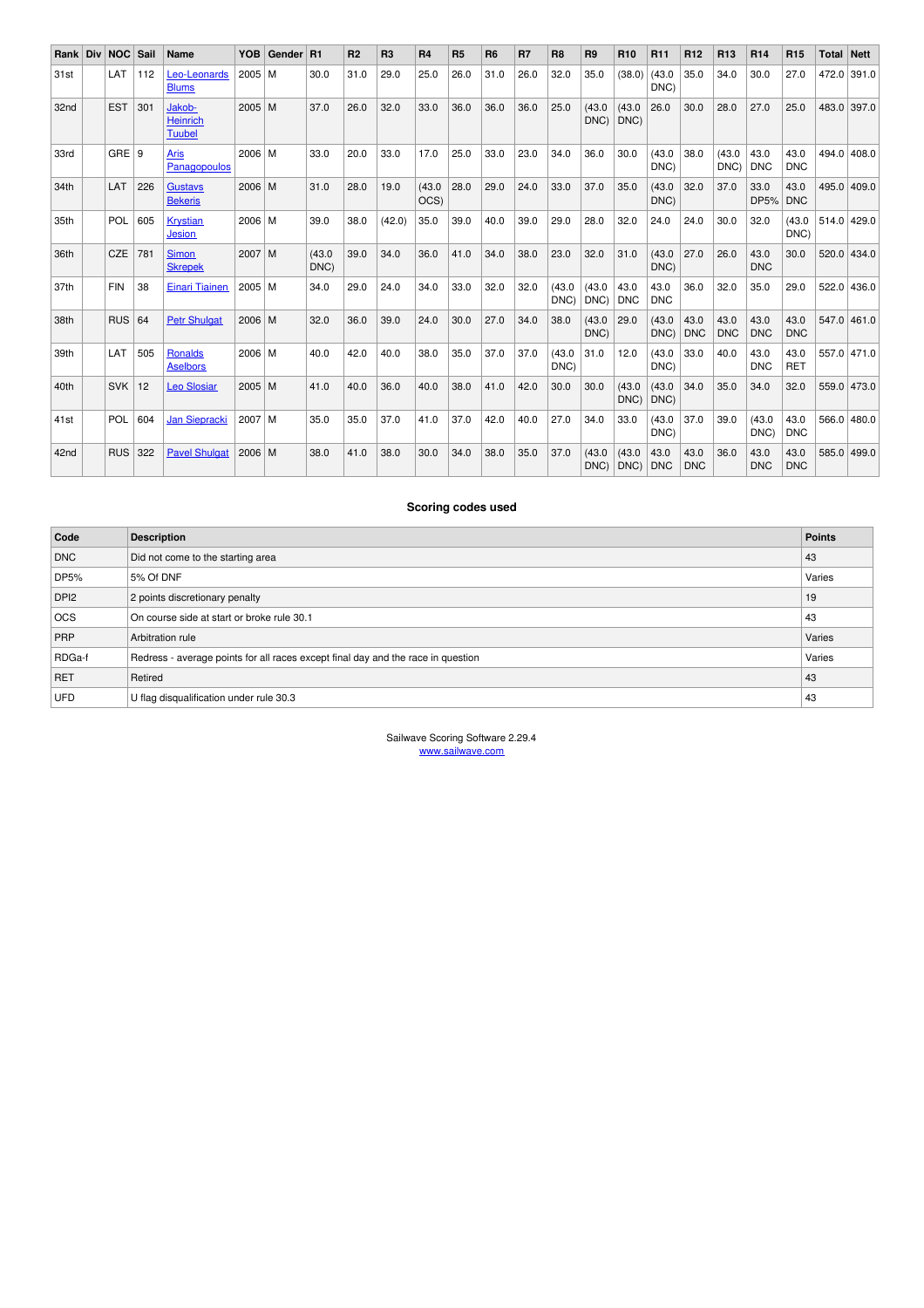| Rank | Div | NOC | Sail | Name | YOB | Gender | R1 | R2 | R3 | R4 | R5 | R6 | R7 | R8 | R9 | R10 | R11 | R12 | R13 | R14 | R15 | Total | Nett |
|---|---|---|---|---|---|---|---|---|---|---|---|---|---|---|---|---|---|---|---|---|---|---|---|
| 31st | | LAT | 112 | Leo-Leonards Blums | 2005 | M | 30.0 | 31.0 | 29.0 | 25.0 | 26.0 | 31.0 | 26.0 | 32.0 | 35.0 | (38.0) | (43.0 DNC) | 35.0 | 34.0 | 30.0 | 27.0 | 472.0 | 391.0 |
| 32nd | | EST | 301 | Jakob-Heinrich Tuubel | 2005 | M | 37.0 | 26.0 | 32.0 | 33.0 | 36.0 | 36.0 | 36.0 | 25.0 | (43.0 DNC) | (43.0 DNC) | 26.0 | 30.0 | 28.0 | 27.0 | 25.0 | 483.0 | 397.0 |
| 33rd | | GRE | 9 | Aris Panagopoulos | 2006 | M | 33.0 | 20.0 | 33.0 | 17.0 | 25.0 | 33.0 | 23.0 | 34.0 | 36.0 | 30.0 | (43.0 DNC) | 38.0 | (43.0 DNC) | 43.0 DNC | 43.0 DNC | 494.0 | 408.0 |
| 34th | | LAT | 226 | Gustavs Bekeris | 2006 | M | 31.0 | 28.0 | 19.0 | (43.0 OCS) | 28.0 | 29.0 | 24.0 | 33.0 | 37.0 | 35.0 | (43.0 DNC) | 32.0 | 37.0 | 33.0 DP5% | 43.0 DNC | 495.0 | 409.0 |
| 35th | | POL | 605 | Krystian Jesion | 2006 | M | 39.0 | 38.0 | (42.0) | 35.0 | 39.0 | 40.0 | 39.0 | 29.0 | 28.0 | 32.0 | 24.0 | 24.0 | 30.0 | 32.0 | (43.0 DNC) | 514.0 | 429.0 |
| 36th | | CZE | 781 | Simon Skrepek | 2007 | M | (43.0 DNC) | 39.0 | 34.0 | 36.0 | 41.0 | 34.0 | 38.0 | 23.0 | 32.0 | 31.0 | (43.0 DNC) | 27.0 | 26.0 | 43.0 DNC | 30.0 | 520.0 | 434.0 |
| 37th | | FIN | 38 | Einari Tiainen | 2005 | M | 34.0 | 29.0 | 24.0 | 34.0 | 33.0 | 32.0 | 32.0 | (43.0 DNC) | (43.0 DNC) | 43.0 DNC | 43.0 DNC | 36.0 | 32.0 | 35.0 | 29.0 | 522.0 | 436.0 |
| 38th | | RUS | 64 | Petr Shulgat | 2006 | M | 32.0 | 36.0 | 39.0 | 24.0 | 30.0 | 27.0 | 34.0 | 38.0 | (43.0 DNC) | 29.0 | (43.0 DNC) | 43.0 DNC | 43.0 DNC | 43.0 DNC | 43.0 DNC | 547.0 | 461.0 |
| 39th | | LAT | 505 | Ronalds Aselbors | 2006 | M | 40.0 | 42.0 | 40.0 | 38.0 | 35.0 | 37.0 | 37.0 | (43.0 DNC) | 31.0 | 12.0 | (43.0 DNC) | 33.0 | 40.0 | 43.0 DNC | 43.0 RET | 557.0 | 471.0 |
| 40th | | SVK | 12 | Leo Slosiar | 2005 | M | 41.0 | 40.0 | 36.0 | 40.0 | 38.0 | 41.0 | 42.0 | 30.0 | 30.0 | (43.0 DNC) | (43.0 DNC) | 34.0 | 35.0 | 34.0 | 32.0 | 559.0 | 473.0 |
| 41st | | POL | 604 | Jan Siepracki | 2007 | M | 35.0 | 35.0 | 37.0 | 41.0 | 37.0 | 42.0 | 40.0 | 27.0 | 34.0 | 33.0 | (43.0 DNC) | 37.0 | 39.0 | (43.0 DNC) | 43.0 DNC | 566.0 | 480.0 |
| 42nd | | RUS | 322 | Pavel Shulgat | 2006 | M | 38.0 | 41.0 | 38.0 | 30.0 | 34.0 | 38.0 | 35.0 | 37.0 | (43.0 DNC) | (43.0 DNC) | 43.0 DNC | 43.0 DNC | 36.0 | 43.0 DNC | 43.0 DNC | 585.0 | 499.0 |

### Scoring codes used

| Code | Description | Points |
|---|---|---|
| DNC | Did not come to the starting area | 43 |
| DP5% | 5% Of DNF | Varies |
| DPI2 | 2 points discretionary penalty | 19 |
| OCS | On course side at start or broke rule 30.1 | 43 |
| PRP | Arbitration rule | Varies |
| RDGa-f | Redress - average points for all races except final day and the race in question | Varies |
| RET | Retired | 43 |
| UFD | U flag disqualification under rule 30.3 | 43 |

Sailwave Scoring Software 2.29.4
www.sailwave.com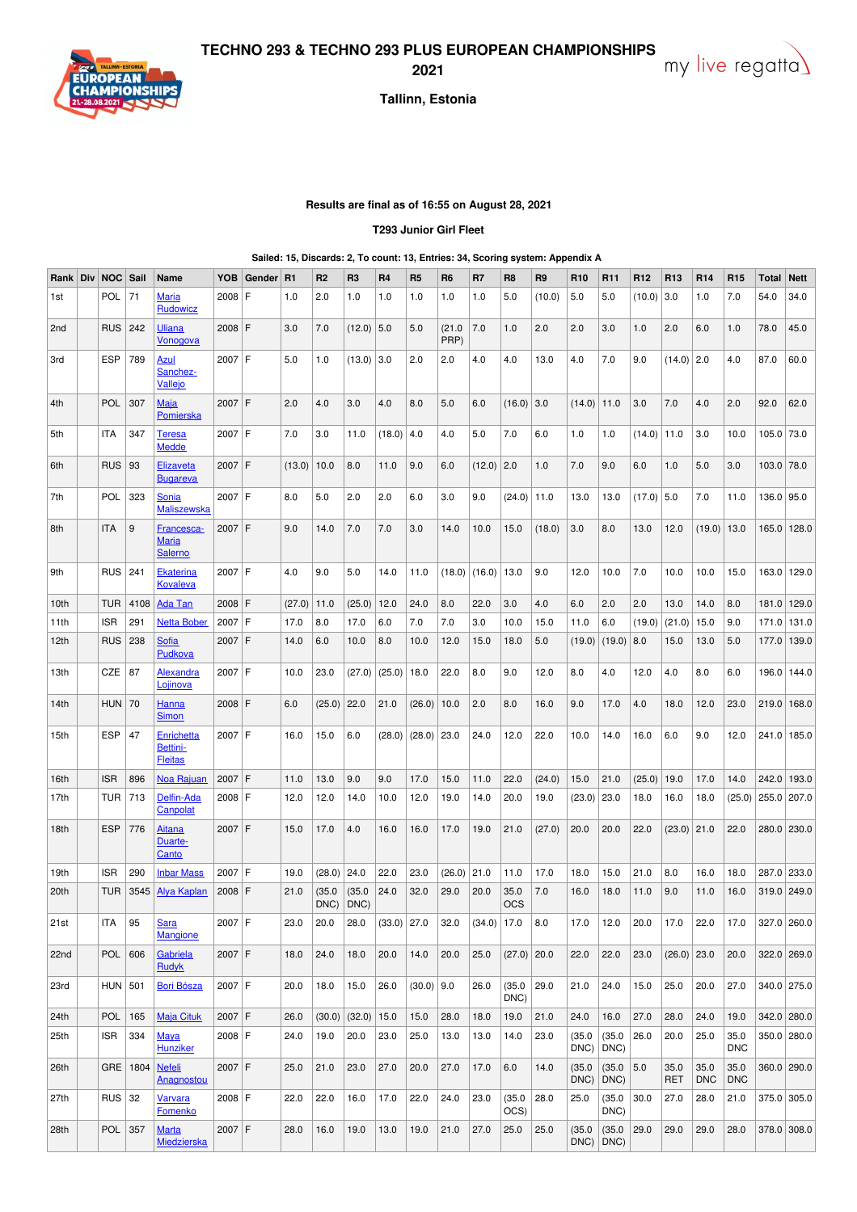# TECHNO 293 & TECHNO 293 PLUS EUROPEAN CHAMPIONSHIPS 2021

### Tallinn, Estonia

**Results are final as of 16:55 on August 28, 2021**

**T293 Junior Girl Fleet**

**Sailed: 15, Discards: 2, To count: 13, Entries: 34, Scoring system: Appendix A**

| Rank | Div | NOC | Sail | Name | YOB | Gender | R1 | R2 | R3 | R4 | R5 | R6 | R7 | R8 | R9 | R10 | R11 | R12 | R13 | R14 | R15 | Total | Nett |
|---|---|---|---|---|---|---|---|---|---|---|---|---|---|---|---|---|---|---|---|---|---|---|---|
| 1st | | POL | 71 | Maria Rudowicz | 2008 | F | 1.0 | 2.0 | 1.0 | 1.0 | 1.0 | 1.0 | 1.0 | 5.0 | (10.0) | 5.0 | 5.0 | (10.0) | 3.0 | 1.0 | 7.0 | 54.0 | 34.0 |
| 2nd | | RUS | 242 | Uliana Vonogova | 2008 | F | 3.0 | 7.0 | (12.0) | 5.0 | 5.0 | (21.0 PRP) | 7.0 | 1.0 | 2.0 | 2.0 | 3.0 | 1.0 | 2.0 | 6.0 | 1.0 | 78.0 | 45.0 |
| 3rd | | ESP | 789 | Azul Sanchez-Vallejo | 2007 | F | 5.0 | 1.0 | (13.0) | 3.0 | 2.0 | 2.0 | 4.0 | 4.0 | 13.0 | 4.0 | 7.0 | 9.0 | (14.0) | 2.0 | 4.0 | 87.0 | 60.0 |
| 4th | | POL | 307 | Maja Pomierska | 2007 | F | 2.0 | 4.0 | 3.0 | 4.0 | 8.0 | 5.0 | 6.0 | (16.0) | 3.0 | (14.0) | 11.0 | 3.0 | 7.0 | 4.0 | 2.0 | 92.0 | 62.0 |
| 5th | | ITA | 347 | Teresa Medde | 2007 | F | 7.0 | 3.0 | 11.0 | (18.0) | 4.0 | 4.0 | 5.0 | 7.0 | 6.0 | 1.0 | 1.0 | (14.0) | 11.0 | 3.0 | 10.0 | 105.0 | 73.0 |
| 6th | | RUS | 93 | Elizaveta Bugareva | 2007 | F | (13.0) | 10.0 | 8.0 | 11.0 | 9.0 | 6.0 | (12.0) | 2.0 | 1.0 | 7.0 | 9.0 | 6.0 | 1.0 | 5.0 | 3.0 | 103.0 | 78.0 |
| 7th | | POL | 323 | Sonia Maliszewska | 2007 | F | 8.0 | 5.0 | 2.0 | 2.0 | 6.0 | 3.0 | 9.0 | (24.0) | 11.0 | 13.0 | 13.0 | (17.0) | 5.0 | 7.0 | 11.0 | 136.0 | 95.0 |
| 8th | | ITA | 9 | Francesca-Maria Salerno | 2007 | F | 9.0 | 14.0 | 7.0 | 7.0 | 3.0 | 14.0 | 10.0 | 15.0 | (18.0) | 3.0 | 8.0 | 13.0 | 12.0 | (19.0) | 13.0 | 165.0 | 128.0 |
| 9th | | RUS | 241 | Ekaterina Kovaleva | 2007 | F | 4.0 | 9.0 | 5.0 | 14.0 | 11.0 | (18.0) | (16.0) | 13.0 | 9.0 | 12.0 | 10.0 | 7.0 | 10.0 | 10.0 | 15.0 | 163.0 | 129.0 |
| 10th | | TUR | 4108 | Ada Tan | 2008 | F | (27.0) | 11.0 | (25.0) | 12.0 | 24.0 | 8.0 | 22.0 | 3.0 | 4.0 | 6.0 | 2.0 | 2.0 | 13.0 | 14.0 | 8.0 | 181.0 | 129.0 |
| 11th | | ISR | 291 | Netta Bober | 2007 | F | 17.0 | 8.0 | 17.0 | 6.0 | 7.0 | 7.0 | 3.0 | 10.0 | 15.0 | 11.0 | 6.0 | (19.0) | (21.0) | 15.0 | 9.0 | 171.0 | 131.0 |
| 12th | | RUS | 238 | Sofia Pudkova | 2007 | F | 14.0 | 6.0 | 10.0 | 8.0 | 10.0 | 12.0 | 15.0 | 18.0 | 5.0 | (19.0) | (19.0) | 8.0 | 15.0 | 13.0 | 5.0 | 177.0 | 139.0 |
| 13th | | CZE | 87 | Alexandra Lojinova | 2007 | F | 10.0 | 23.0 | (27.0) | (25.0) | 18.0 | 22.0 | 8.0 | 9.0 | 12.0 | 8.0 | 4.0 | 12.0 | 4.0 | 8.0 | 6.0 | 196.0 | 144.0 |
| 14th | | HUN | 70 | Hanna Simon | 2008 | F | 6.0 | (25.0) | 22.0 | 21.0 | (26.0) | 10.0 | 2.0 | 8.0 | 16.0 | 9.0 | 17.0 | 4.0 | 18.0 | 12.0 | 23.0 | 219.0 | 168.0 |
| 15th | | ESP | 47 | Enrichetta Bettini-Fleitas | 2007 | F | 16.0 | 15.0 | 6.0 | (28.0) | (28.0) | 23.0 | 24.0 | 12.0 | 22.0 | 10.0 | 14.0 | 16.0 | 6.0 | 9.0 | 12.0 | 241.0 | 185.0 |
| 16th | | ISR | 896 | Noa Rajuan | 2007 | F | 11.0 | 13.0 | 9.0 | 9.0 | 17.0 | 15.0 | 11.0 | 22.0 | (24.0) | 15.0 | 21.0 | (25.0) | 19.0 | 17.0 | 14.0 | 242.0 | 193.0 |
| 17th | | TUR | 713 | Delfin-Ada Canpolat | 2008 | F | 12.0 | 12.0 | 14.0 | 10.0 | 12.0 | 19.0 | 14.0 | 20.0 | 19.0 | (23.0) | 23.0 | 18.0 | 16.0 | 18.0 | (25.0) | 255.0 | 207.0 |
| 18th | | ESP | 776 | Aitana Duarte-Canto | 2007 | F | 15.0 | 17.0 | 4.0 | 16.0 | 16.0 | 17.0 | 19.0 | 21.0 | (27.0) | 20.0 | 20.0 | 22.0 | (23.0) | 21.0 | 22.0 | 280.0 | 230.0 |
| 19th | | ISR | 290 | Inbar Mass | 2007 | F | 19.0 | (28.0) | 24.0 | 22.0 | 23.0 | (26.0) | 21.0 | 11.0 | 17.0 | 18.0 | 15.0 | 21.0 | 8.0 | 16.0 | 18.0 | 287.0 | 233.0 |
| 20th | | TUR | 3545 | Alya Kaplan | 2008 | F | 21.0 | (35.0 DNC) | (35.0 DNC) | 24.0 | 32.0 | 29.0 | 20.0 | 35.0 OCS | 7.0 | 16.0 | 18.0 | 11.0 | 9.0 | 11.0 | 16.0 | 319.0 | 249.0 |
| 21st | | ITA | 95 | Sara Mangione | 2007 | F | 23.0 | 20.0 | 28.0 | (33.0) | 27.0 | 32.0 | (34.0) | 17.0 | 8.0 | 17.0 | 12.0 | 20.0 | 17.0 | 22.0 | 17.0 | 327.0 | 260.0 |
| 22nd | | POL | 606 | Gabriela Rudyk | 2007 | F | 18.0 | 24.0 | 18.0 | 20.0 | 14.0 | 20.0 | 25.0 | (27.0) | 20.0 | 22.0 | 22.0 | 23.0 | (26.0) | 23.0 | 20.0 | 322.0 | 269.0 |
| 23rd | | HUN | 501 | Bori Bósza | 2007 | F | 20.0 | 18.0 | 15.0 | 26.0 | (30.0) | 9.0 | 26.0 | (35.0 DNC) | 29.0 | 21.0 | 24.0 | 15.0 | 25.0 | 20.0 | 27.0 | 340.0 | 275.0 |
| 24th | | POL | 165 | Maja Cituk | 2007 | F | 26.0 | (30.0) | (32.0) | 15.0 | 15.0 | 28.0 | 18.0 | 19.0 | 21.0 | 24.0 | 16.0 | 27.0 | 28.0 | 24.0 | 19.0 | 342.0 | 280.0 |
| 25th | | ISR | 334 | Maya Hunziker | 2008 | F | 24.0 | 19.0 | 20.0 | 23.0 | 25.0 | 13.0 | 13.0 | 14.0 | 23.0 | (35.0 DNC) | (35.0 DNC) | 26.0 | 20.0 | 25.0 | 35.0 DNC | 350.0 | 280.0 |
| 26th | | GRE | 1804 | Nefeli Anagnostou | 2007 | F | 25.0 | 21.0 | 23.0 | 27.0 | 20.0 | 27.0 | 17.0 | 6.0 | 14.0 | (35.0 DNC) | (35.0 DNC) | 5.0 | 35.0 RET | 35.0 DNC | 35.0 DNC | 360.0 | 290.0 |
| 27th | | RUS | 32 | Varvara Fomenko | 2008 | F | 22.0 | 22.0 | 16.0 | 17.0 | 22.0 | 24.0 | 23.0 | (35.0 OCS) | 28.0 | 25.0 | (35.0 DNC) | 30.0 | 27.0 | 28.0 | 21.0 | 375.0 | 305.0 |
| 28th | | POL | 357 | Marta Miedzierska | 2007 | F | 28.0 | 16.0 | 19.0 | 13.0 | 19.0 | 21.0 | 27.0 | 25.0 | 25.0 | (35.0 DNC) | (35.0 DNC) | 29.0 | 29.0 | 29.0 | 28.0 | 378.0 | 308.0 |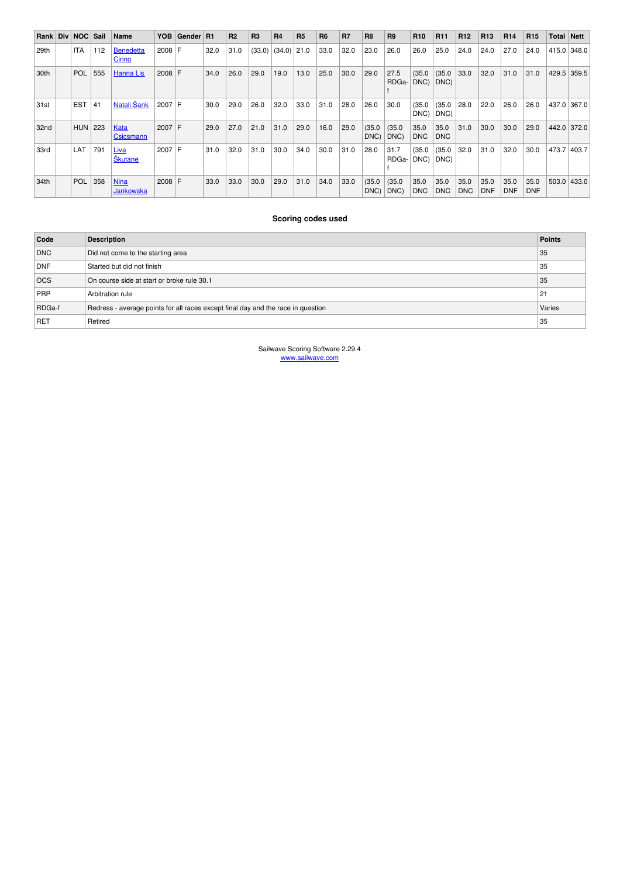| Rank | Div | NOC | Sail | Name | YOB | Gender | R1 | R2 | R3 | R4 | R5 | R6 | R7 | R8 | R9 | R10 | R11 | R12 | R13 | R14 | R15 | Total | Nett |
|---|---|---|---|---|---|---|---|---|---|---|---|---|---|---|---|---|---|---|---|---|---|---|---|
| 29th | | ITA | 112 | Benedetta Cirino | 2008 | F | 32.0 | 31.0 | (33.0) | (34.0) | 21.0 | 33.0 | 32.0 | 23.0 | 26.0 | 26.0 | 25.0 | 24.0 | 24.0 | 27.0 | 24.0 | 415.0 | 348.0 |
| 30th | | POL | 555 | Hanna Lis | 2008 | F | 34.0 | 26.0 | 29.0 | 19.0 | 13.0 | 25.0 | 30.0 | 29.0 | 27.5 RDGa-f | (35.0 DNC) | (35.0 DNC) | 33.0 | 32.0 | 31.0 | 31.0 | 429.5 | 359.5 |
| 31st | | EST | 41 | Natali Šank | 2007 | F | 30.0 | 29.0 | 26.0 | 32.0 | 33.0 | 31.0 | 28.0 | 26.0 | 30.0 | (35.0 DNC) | (35.0 DNC) | 28.0 | 22.0 | 26.0 | 26.0 | 437.0 | 367.0 |
| 32nd | | HUN | 223 | Kata Csicsmann | 2007 | F | 29.0 | 27.0 | 21.0 | 31.0 | 29.0 | 16.0 | 29.0 | (35.0 DNC) | (35.0 DNC) | 35.0 DNC | 35.0 DNC | 31.0 | 30.0 | 30.0 | 29.0 | 442.0 | 372.0 |
| 33rd | | LAT | 791 | Liva Škutane | 2007 | F | 31.0 | 32.0 | 31.0 | 30.0 | 34.0 | 30.0 | 31.0 | 28.0 | 31.7 RDGa-f | (35.0 DNC) | (35.0 DNC) | 32.0 | 31.0 | 32.0 | 30.0 | 473.7 | 403.7 |
| 34th | | POL | 358 | Nina Jankowska | 2008 | F | 33.0 | 33.0 | 30.0 | 29.0 | 31.0 | 34.0 | 33.0 | (35.0 DNC) | (35.0 DNC) | 35.0 DNC | 35.0 DNC | 35.0 DNC | 35.0 DNF | 35.0 DNF | 35.0 DNF | 503.0 | 433.0 |

### Scoring codes used

| Code | Description | Points |
|---|---|---|
| DNC | Did not come to the starting area | 35 |
| DNF | Started but did not finish | 35 |
| OCS | On course side at start or broke rule 30.1 | 35 |
| PRP | Arbitration rule | 21 |
| RDGa-f | Redress - average points for all races except final day and the race in question | Varies |
| RET | Retired | 35 |

Sailwave Scoring Software 2.29.4
www.sailwave.com